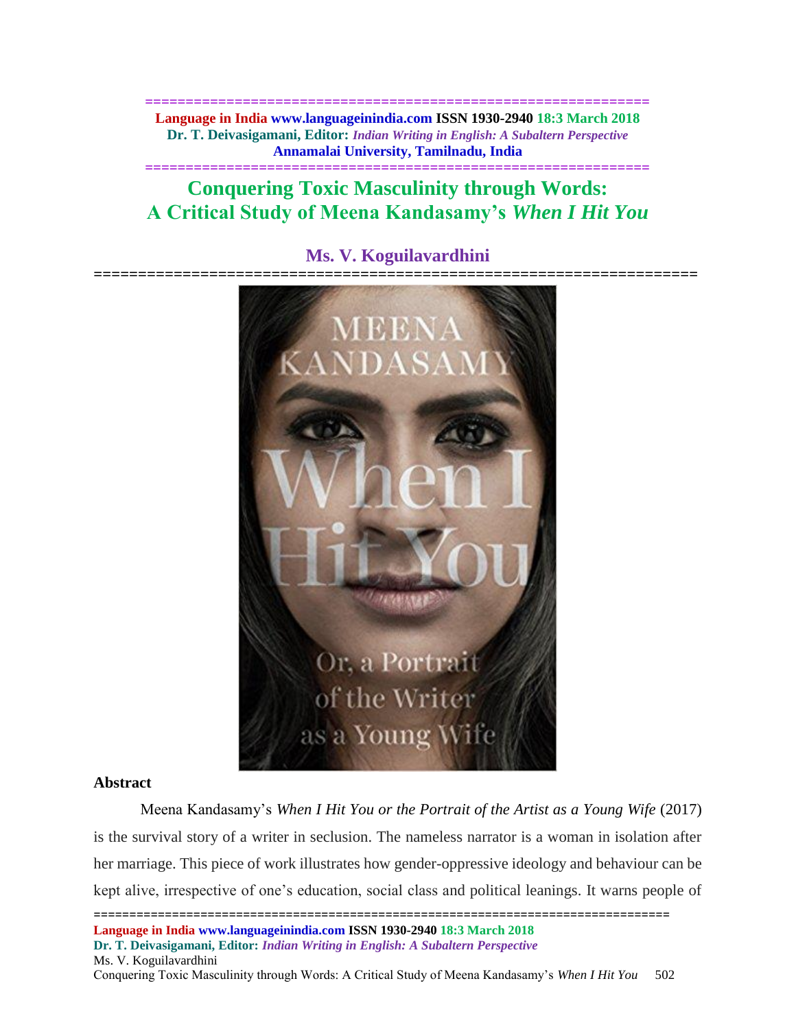# Conquering Toxic Masculinity through Words: A Critical Study of Meena Kandasamy's *When I Hit You*

**Ms. V. Koguilavardhini**

## Abstract

Meena Kandasamy's *When I Hit You or the Portrait of the Artist as a Young Wife* (2017) is the survival story of a writer in seclusion. The nameless narrator is a woman in isolation after her marriage. This piece of work illustrates how gender-oppressive ideology and behaviour can be kept alive, irrespective of one's education, social class and political leanings. It warns people of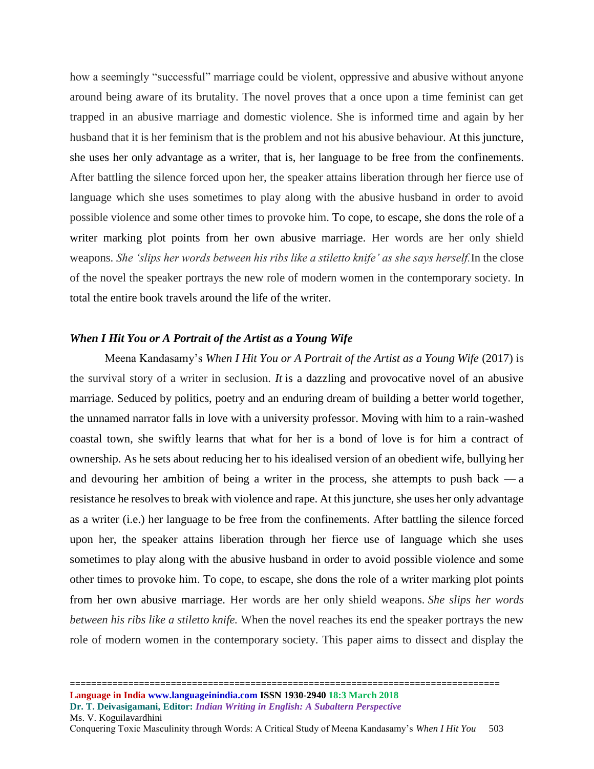how a seemingly "successful" marriage could be violent, oppressive and abusive without anyone around being aware of its brutality. The novel proves that a once upon a time feminist can get trapped in an abusive marriage and domestic violence. She is informed time and again by her husband that it is her feminism that is the problem and not his abusive behaviour. At this juncture, she uses her only advantage as a writer, that is, her language to be free from the confinements. After battling the silence forced upon her, the speaker attains liberation through her fierce use of language which she uses sometimes to play along with the abusive husband in order to avoid possible violence and some other times to provoke him. To cope, to escape, she dons the role of a writer marking plot points from her own abusive marriage. Her words are her only shield weapons. *She 'slips her words between his ribs like a stiletto knife' as she says herself.* In the close of the novel the speaker portrays the new role of modern women in the contemporary society. In total the entire book travels around the life of the writer.

### *When I Hit You or A Portrait of the Artist as a Young Wife*

Meena Kandasamy's *When I Hit You or A Portrait of the Artist as a Young Wife* (2017) is the survival story of a writer in seclusion. ***It*** is a dazzling and provocative novel of an abusive marriage. Seduced by politics, poetry and an enduring dream of building a better world together, the unnamed narrator falls in love with a university professor. Moving with him to a rain-washed coastal town, she swiftly learns that what for her is a bond of love is for him a contract of ownership. As he sets about reducing her to his idealised version of an obedient wife, bullying her and devouring her ambition of being a writer in the process, she attempts to push back — a resistance he resolves to break with violence and rape. At this juncture, she uses her only advantage as a writer (i.e.) her language to be free from the confinements. After battling the silence forced upon her, the speaker attains liberation through her fierce use of language which she uses sometimes to play along with the abusive husband in order to avoid possible violence and some other times to provoke him. To cope, to escape, she dons the role of a writer marking plot points from her own abusive marriage. Her words are her only shield weapons. *She slips her words between his ribs like a stiletto knife.* When the novel reaches its end the speaker portrays the new role of modern women in the contemporary society. This paper aims to dissect and display the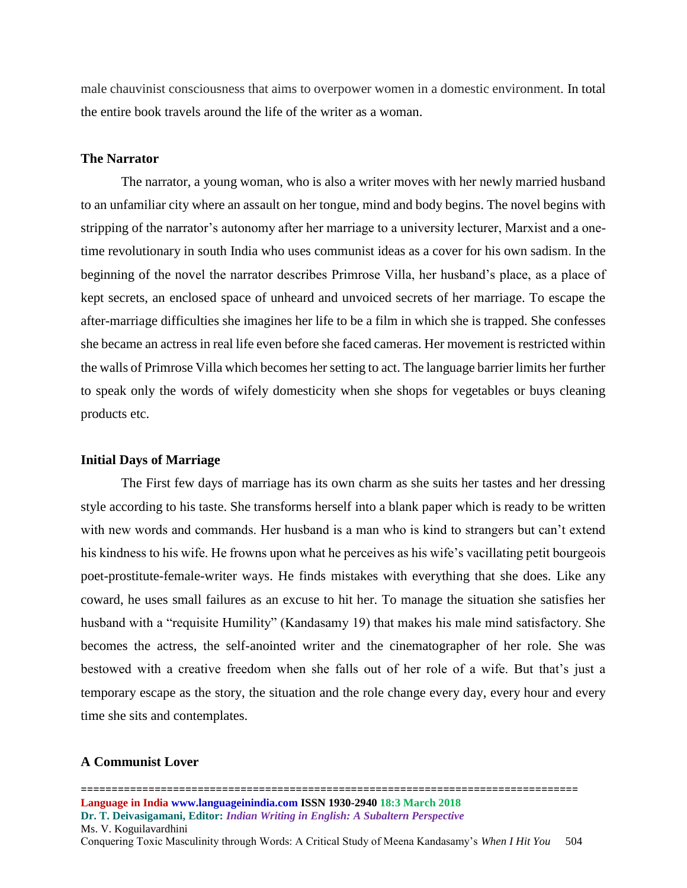male chauvinist consciousness that aims to overpower women in a domestic environment. In total the entire book travels around the life of the writer as a woman.

## The Narrator

The narrator, a young woman, who is also a writer moves with her newly married husband to an unfamiliar city where an assault on her tongue, mind and body begins. The novel begins with stripping of the narrator's autonomy after her marriage to a university lecturer, Marxist and a one-time revolutionary in south India who uses communist ideas as a cover for his own sadism. In the beginning of the novel the narrator describes Primrose Villa, her husband's place, as a place of kept secrets, an enclosed space of unheard and unvoiced secrets of her marriage. To escape the after-marriage difficulties she imagines her life to be a film in which she is trapped. She confesses she became an actress in real life even before she faced cameras. Her movement is restricted within the walls of Primrose Villa which becomes her setting to act. The language barrier limits her further to speak only the words of wifely domesticity when she shops for vegetables or buys cleaning products etc.

## Initial Days of Marriage

The First few days of marriage has its own charm as she suits her tastes and her dressing style according to his taste. She transforms herself into a blank paper which is ready to be written with new words and commands. Her husband is a man who is kind to strangers but can't extend his kindness to his wife. He frowns upon what he perceives as his wife's vacillating petit bourgeois poet-prostitute-female-writer ways. He finds mistakes with everything that she does. Like any coward, he uses small failures as an excuse to hit her. To manage the situation she satisfies her husband with a "requisite Humility" (Kandasamy 19) that makes his male mind satisfactory. She becomes the actress, the self-anointed writer and the cinematographer of her role. She was bestowed with a creative freedom when she falls out of her role of a wife. But that's just a temporary escape as the story, the situation and the role change every day, every hour and every time she sits and contemplates.

## A Communist Lover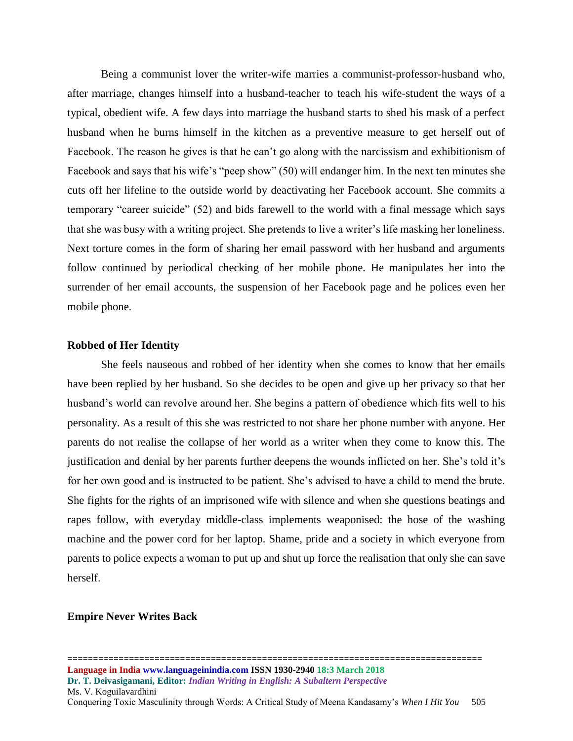Being a communist lover the writer-wife marries a communist-professor-husband who, after marriage, changes himself into a husband-teacher to teach his wife-student the ways of a typical, obedient wife. A few days into marriage the husband starts to shed his mask of a perfect husband when he burns himself in the kitchen as a preventive measure to get herself out of Facebook. The reason he gives is that he can't go along with the narcissism and exhibitionism of Facebook and says that his wife's "peep show" (50) will endanger him. In the next ten minutes she cuts off her lifeline to the outside world by deactivating her Facebook account. She commits a temporary "career suicide" (52) and bids farewell to the world with a final message which says that she was busy with a writing project. She pretends to live a writer's life masking her loneliness. Next torture comes in the form of sharing her email password with her husband and arguments follow continued by periodical checking of her mobile phone. He manipulates her into the surrender of her email accounts, the suspension of her Facebook page and he polices even her mobile phone.

**Robbed of Her Identity**

She feels nauseous and robbed of her identity when she comes to know that her emails have been replied by her husband. So she decides to be open and give up her privacy so that her husband's world can revolve around her. She begins a pattern of obedience which fits well to his personality. As a result of this she was restricted to not share her phone number with anyone. Her parents do not realise the collapse of her world as a writer when they come to know this. The justification and denial by her parents further deepens the wounds inflicted on her. She's told it's for her own good and is instructed to be patient. She's advised to have a child to mend the brute. She fights for the rights of an imprisoned wife with silence and when she questions beatings and rapes follow, with everyday middle-class implements weaponised: the hose of the washing machine and the power cord for her laptop. Shame, pride and a society in which everyone from parents to police expects a woman to put up and shut up force the realisation that only she can save herself.

**Empire Never Writes Back**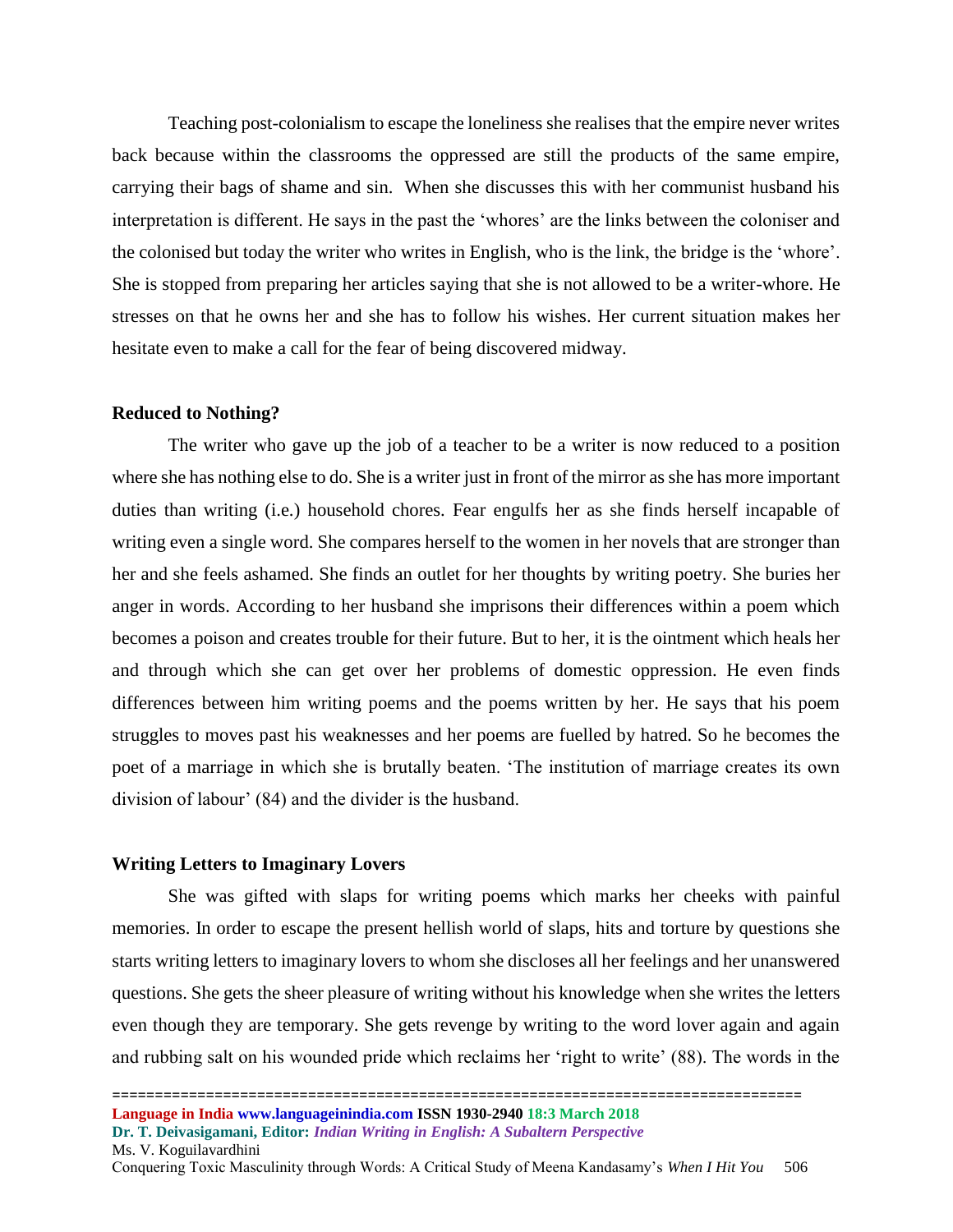Teaching post-colonialism to escape the loneliness she realises that the empire never writes back because within the classrooms the oppressed are still the products of the same empire, carrying their bags of shame and sin. When she discusses this with her communist husband his interpretation is different. He says in the past the 'whores' are the links between the coloniser and the colonised but today the writer who writes in English, who is the link, the bridge is the 'whore'. She is stopped from preparing her articles saying that she is not allowed to be a writer-whore. He stresses on that he owns her and she has to follow his wishes. Her current situation makes her hesitate even to make a call for the fear of being discovered midway.

**Reduced to Nothing?**

The writer who gave up the job of a teacher to be a writer is now reduced to a position where she has nothing else to do. She is a writer just in front of the mirror as she has more important duties than writing (i.e.) household chores. Fear engulfs her as she finds herself incapable of writing even a single word. She compares herself to the women in her novels that are stronger than her and she feels ashamed. She finds an outlet for her thoughts by writing poetry. She buries her anger in words. According to her husband she imprisons their differences within a poem which becomes a poison and creates trouble for their future. But to her, it is the ointment which heals her and through which she can get over her problems of domestic oppression. He even finds differences between him writing poems and the poems written by her. He says that his poem struggles to moves past his weaknesses and her poems are fuelled by hatred. So he becomes the poet of a marriage in which she is brutally beaten. 'The institution of marriage creates its own division of labour' (84) and the divider is the husband.

**Writing Letters to Imaginary Lovers**

She was gifted with slaps for writing poems which marks her cheeks with painful memories. In order to escape the present hellish world of slaps, hits and torture by questions she starts writing letters to imaginary lovers to whom she discloses all her feelings and her unanswered questions. She gets the sheer pleasure of writing without his knowledge when she writes the letters even though they are temporary. She gets revenge by writing to the word lover again and again and rubbing salt on his wounded pride which reclaims her 'right to write' (88). The words in the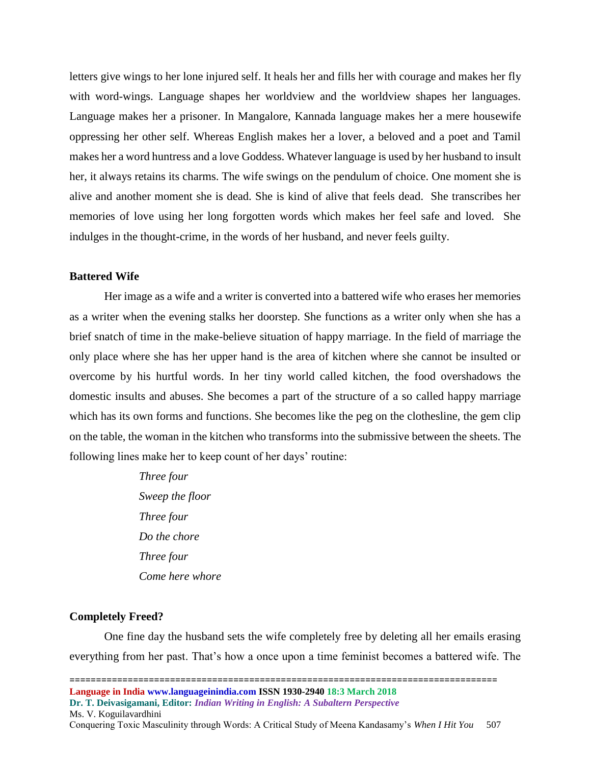letters give wings to her lone injured self. It heals her and fills her with courage and makes her fly with word-wings. Language shapes her worldview and the worldview shapes her languages. Language makes her a prisoner. In Mangalore, Kannada language makes her a mere housewife oppressing her other self. Whereas English makes her a lover, a beloved and a poet and Tamil makes her a word huntress and a love Goddess. Whatever language is used by her husband to insult her, it always retains its charms. The wife swings on the pendulum of choice. One moment she is alive and another moment she is dead. She is kind of alive that feels dead. She transcribes her memories of love using her long forgotten words which makes her feel safe and loved. She indulges in the thought-crime, in the words of her husband, and never feels guilty.

### Battered Wife

Her image as a wife and a writer is converted into a battered wife who erases her memories as a writer when the evening stalks her doorstep. She functions as a writer only when she has a brief snatch of time in the make-believe situation of happy marriage. In the field of marriage the only place where she has her upper hand is the area of kitchen where she cannot be insulted or overcome by his hurtful words. In her tiny world called kitchen, the food overshadows the domestic insults and abuses. She becomes a part of the structure of a so called happy marriage which has its own forms and functions. She becomes like the peg on the clothesline, the gem clip on the table, the woman in the kitchen who transforms into the submissive between the sheets. The following lines make her to keep count of her days' routine:

*Three four*
*Sweep the floor*
*Three four*
*Do the chore*
*Three four*
*Come here whore*

### Completely Freed?

One fine day the husband sets the wife completely free by deleting all her emails erasing everything from her past. That's how a once upon a time feminist becomes a battered wife. The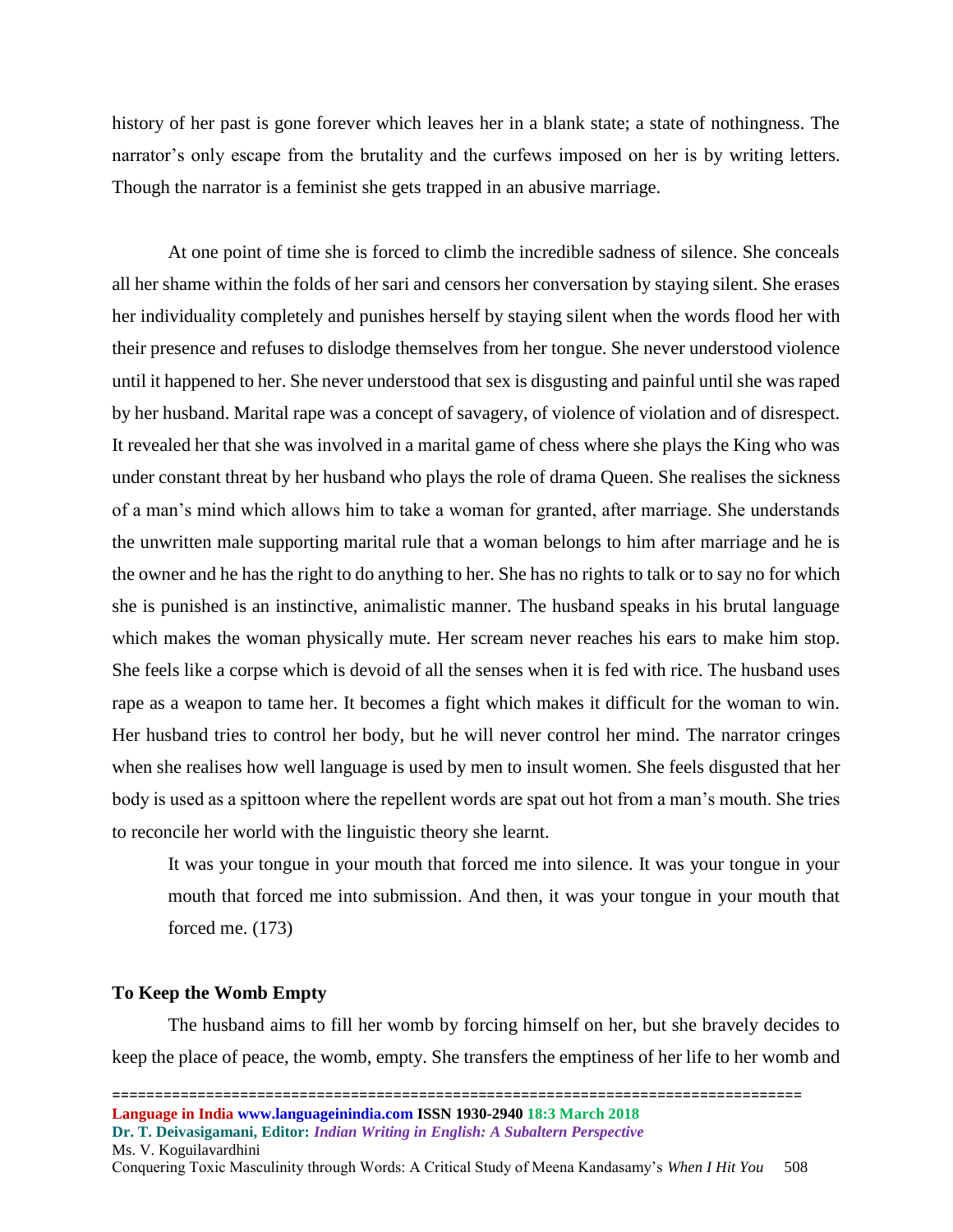history of her past is gone forever which leaves her in a blank state; a state of nothingness. The narrator's only escape from the brutality and the curfews imposed on her is by writing letters. Though the narrator is a feminist she gets trapped in an abusive marriage.

At one point of time she is forced to climb the incredible sadness of silence. She conceals all her shame within the folds of her sari and censors her conversation by staying silent. She erases her individuality completely and punishes herself by staying silent when the words flood her with their presence and refuses to dislodge themselves from her tongue. She never understood violence until it happened to her. She never understood that sex is disgusting and painful until she was raped by her husband. Marital rape was a concept of savagery, of violence of violation and of disrespect. It revealed her that she was involved in a marital game of chess where she plays the King who was under constant threat by her husband who plays the role of drama Queen. She realises the sickness of a man's mind which allows him to take a woman for granted, after marriage. She understands the unwritten male supporting marital rule that a woman belongs to him after marriage and he is the owner and he has the right to do anything to her. She has no rights to talk or to say no for which she is punished is an instinctive, animalistic manner. The husband speaks in his brutal language which makes the woman physically mute. Her scream never reaches his ears to make him stop. She feels like a corpse which is devoid of all the senses when it is fed with rice. The husband uses rape as a weapon to tame her. It becomes a fight which makes it difficult for the woman to win. Her husband tries to control her body, but he will never control her mind. The narrator cringes when she realises how well language is used by men to insult women. She feels disgusted that her body is used as a spittoon where the repellent words are spat out hot from a man's mouth. She tries to reconcile her world with the linguistic theory she learnt.

> It was your tongue in your mouth that forced me into silence. It was your tongue in your mouth that forced me into submission. And then, it was your tongue in your mouth that forced me. (173)

**To Keep the Womb Empty**

The husband aims to fill her womb by forcing himself on her, but she bravely decides to keep the place of peace, the womb, empty. She transfers the emptiness of her life to her womb and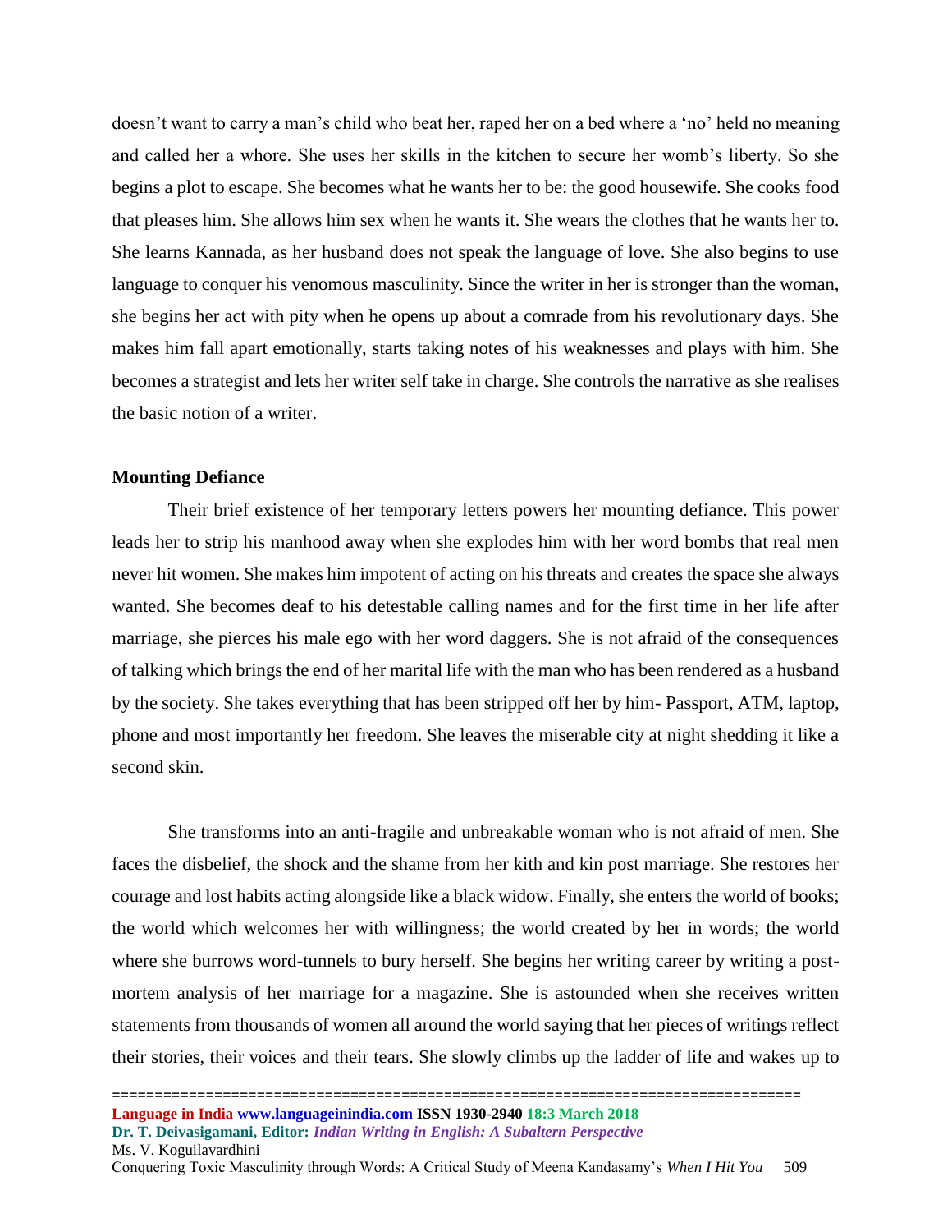doesn't want to carry a man's child who beat her, raped her on a bed where a 'no' held no meaning and called her a whore. She uses her skills in the kitchen to secure her womb's liberty. So she begins a plot to escape. She becomes what he wants her to be: the good housewife. She cooks food that pleases him. She allows him sex when he wants it. She wears the clothes that he wants her to. She learns Kannada, as her husband does not speak the language of love. She also begins to use language to conquer his venomous masculinity. Since the writer in her is stronger than the woman, she begins her act with pity when he opens up about a comrade from his revolutionary days. She makes him fall apart emotionally, starts taking notes of his weaknesses and plays with him. She becomes a strategist and lets her writer self take in charge. She controls the narrative as she realises the basic notion of a writer.

**Mounting Defiance**

Their brief existence of her temporary letters powers her mounting defiance. This power leads her to strip his manhood away when she explodes him with her word bombs that real men never hit women. She makes him impotent of acting on his threats and creates the space she always wanted. She becomes deaf to his detestable calling names and for the first time in her life after marriage, she pierces his male ego with her word daggers. She is not afraid of the consequences of talking which brings the end of her marital life with the man who has been rendered as a husband by the society. She takes everything that has been stripped off her by him- Passport, ATM, laptop, phone and most importantly her freedom. She leaves the miserable city at night shedding it like a second skin.

She transforms into an anti-fragile and unbreakable woman who is not afraid of men. She faces the disbelief, the shock and the shame from her kith and kin post marriage. She restores her courage and lost habits acting alongside like a black widow. Finally, she enters the world of books; the world which welcomes her with willingness; the world created by her in words; the world where she burrows word-tunnels to bury herself. She begins her writing career by writing a post-mortem analysis of her marriage for a magazine. She is astounded when she receives written statements from thousands of women all around the world saying that her pieces of writings reflect their stories, their voices and their tears. She slowly climbs up the ladder of life and wakes up to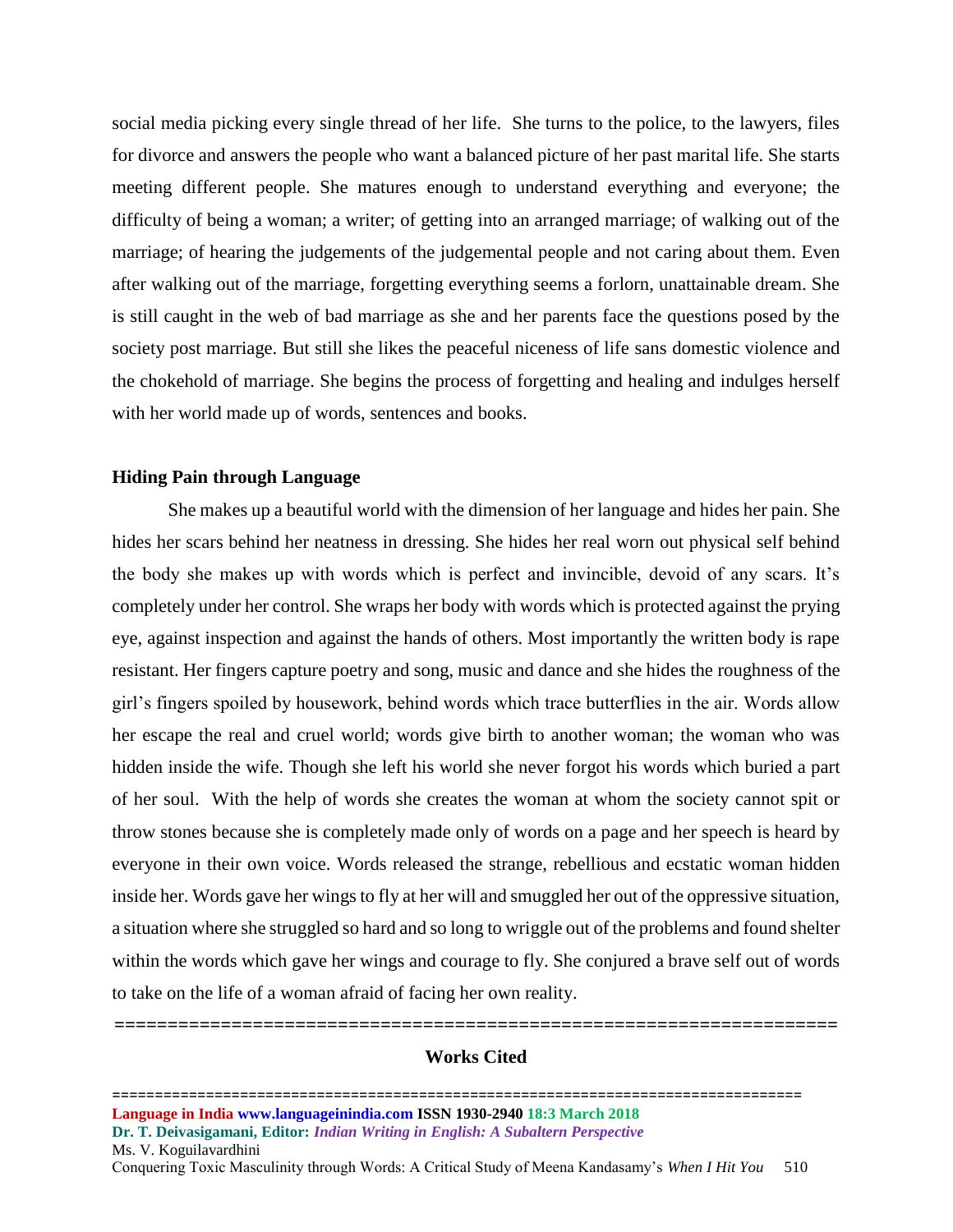social media picking every single thread of her life. She turns to the police, to the lawyers, files for divorce and answers the people who want a balanced picture of her past marital life. She starts meeting different people. She matures enough to understand everything and everyone; the difficulty of being a woman; a writer; of getting into an arranged marriage; of walking out of the marriage; of hearing the judgements of the judgemental people and not caring about them. Even after walking out of the marriage, forgetting everything seems a forlorn, unattainable dream. She is still caught in the web of bad marriage as she and her parents face the questions posed by the society post marriage. But still she likes the peaceful niceness of life sans domestic violence and the chokehold of marriage. She begins the process of forgetting and healing and indulges herself with her world made up of words, sentences and books.

**Hiding Pain through Language**

She makes up a beautiful world with the dimension of her language and hides her pain. She hides her scars behind her neatness in dressing. She hides her real worn out physical self behind the body she makes up with words which is perfect and invincible, devoid of any scars. It's completely under her control. She wraps her body with words which is protected against the prying eye, against inspection and against the hands of others. Most importantly the written body is rape resistant. Her fingers capture poetry and song, music and dance and she hides the roughness of the girl's fingers spoiled by housework, behind words which trace butterflies in the air. Words allow her escape the real and cruel world; words give birth to another woman; the woman who was hidden inside the wife. Though she left his world she never forgot his words which buried a part of her soul. With the help of words she creates the woman at whom the society cannot spit or throw stones because she is completely made only of words on a page and her speech is heard by everyone in their own voice. Words released the strange, rebellious and ecstatic woman hidden inside her. Words gave her wings to fly at her will and smuggled her out of the oppressive situation, a situation where she struggled so hard and so long to wriggle out of the problems and found shelter within the words which gave her wings and courage to fly. She conjured a brave self out of words to take on the life of a woman afraid of facing her own reality.

=====================================================================

**Works Cited**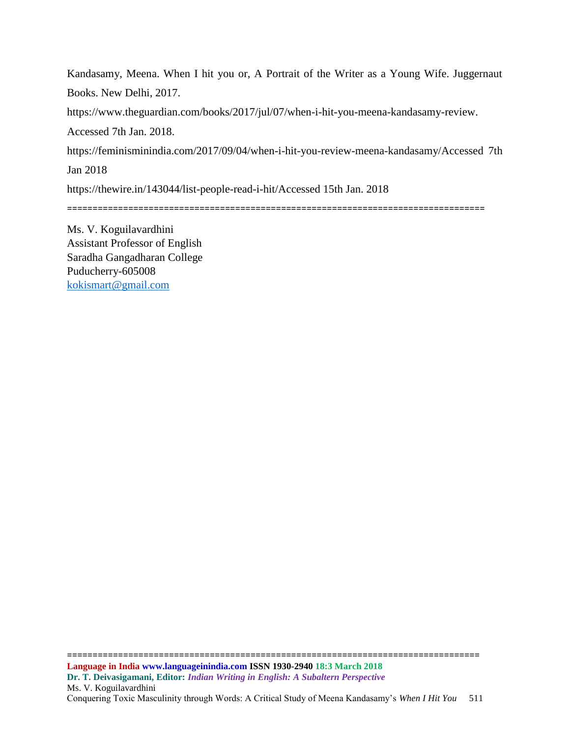Kandasamy, Meena. When I hit you or, A Portrait of the Writer as a Young Wife. Juggernaut Books. New Delhi, 2017.

https://www.theguardian.com/books/2017/jul/07/when-i-hit-you-meena-kandasamy-review. Accessed 7th Jan. 2018.

https://feminisminindia.com/2017/09/04/when-i-hit-you-review-meena-kandasamy/Accessed 7th Jan 2018

https://thewire.in/143044/list-people-read-i-hit/Accessed 15th Jan. 2018

================================================================================

Ms. V. Koguilavardhini
Assistant Professor of English
Saradha Gangadharan College
Puducherry-605008
kokismart@gmail.com